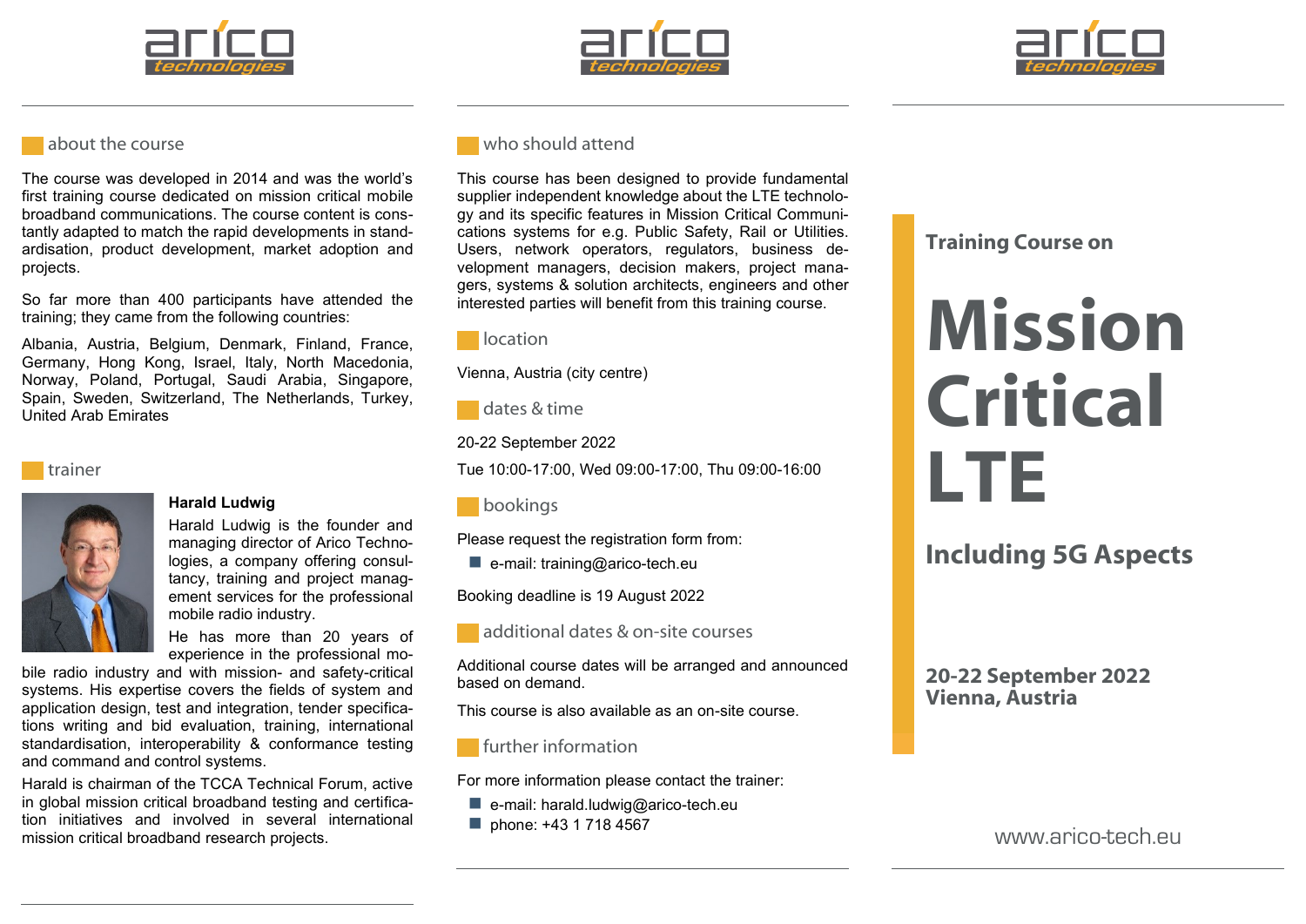## about the course

The course was developed in 2014 and was the world's first training course dedicated on mission critical mobile broadband communications. The course content is constantly adapted to match the rapid developments in standardisation, product development, market adoption and projects.

So far more than 400 participants have attended the training; they came from the following countries:

Albania, Austria, Belgium, Denmark, Finland, France, Germany, Hong Kong, Israel, Italy, North Macedonia, Norway, Poland, Portugal, Saudi Arabia, Singapore, Spain, Sweden, Switzerland, The Netherlands, Turkey, United Arab Emirates

## trainer

**Harald Ludwig**

Harald Ludwig is the founder and managing director of Arico Technologies, a company offering consultancy, training and project management services for the professional mobile radio industry.

He has more than 20 years of experience in the professional mobile radio industry and with mission- and safety-critical systems. His expertise covers the fields of system and application design, test and integration, tender specifications writing and bid evaluation, training, international standardisation, interoperability & conformance testing and command and control systems.

Harald is chairman of the TCCA Technical Forum, active in global mission critical broadband testing and certification initiatives and involved in several international mission critical broadband research projects.

## who should attend

This course has been designed to provide fundamental supplier independent knowledge about the LTE technology and its specific features in Mission Critical Communications systems for e.g. Public Safety, Rail or Utilities. Users, network operators, regulators, business development managers, decision makers, project managers, systems & solution architects, engineers and other interested parties will benefit from this training course.

## location

Vienna, Austria (city centre)

## dates & time

20-22 September 2022

Tue 10:00-17:00, Wed 09:00-17:00, Thu 09:00-16:00

## bookings

Please request the registration form from:

- e-mail: training@arico-tech.eu

Booking deadline is 19 August 2022

## additional dates & on-site courses

Additional course dates will be arranged and announced based on demand.

This course is also available as an on-site course.

## further information

For more information please contact the trainer:

- e-mail: harald.ludwig@arico-tech.eu
- phone: +43 1 718 4567

arico technologies

**Training Course on**

# Mission Critical LTE

## Including 5G Aspects

**20-22 September 2022**
**Vienna, Austria**

www.arico-tech.eu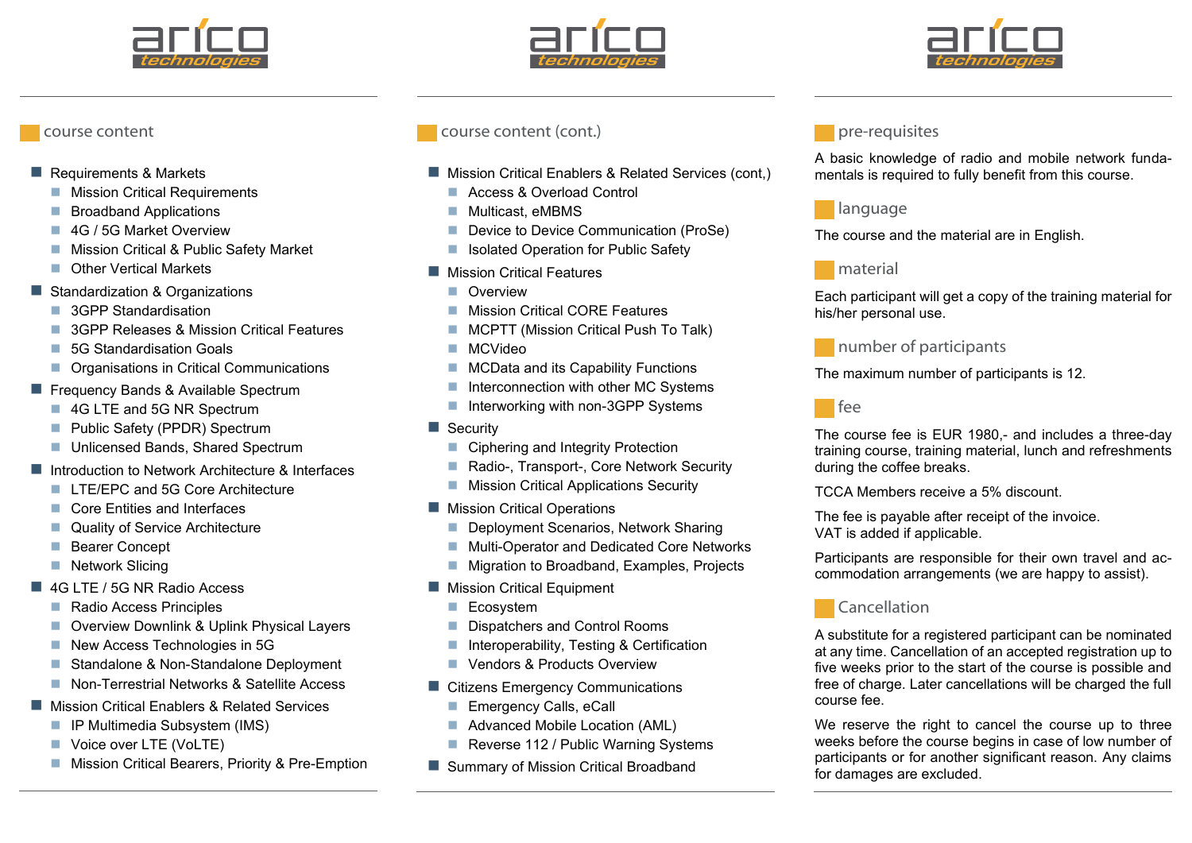## course content

- Requirements & Markets
  - Mission Critical Requirements
  - Broadband Applications
  - 4G / 5G Market Overview
  - Mission Critical & Public Safety Market
  - Other Vertical Markets
- Standardization & Organizations
  - 3GPP Standardisation
  - 3GPP Releases & Mission Critical Features
  - 5G Standardisation Goals
  - Organisations in Critical Communications
- Frequency Bands & Available Spectrum
  - 4G LTE and 5G NR Spectrum
  - Public Safety (PPDR) Spectrum
  - Unlicensed Bands, Shared Spectrum
- Introduction to Network Architecture & Interfaces
  - LTE/EPC and 5G Core Architecture
  - Core Entities and Interfaces
  - Quality of Service Architecture
  - Bearer Concept
  - Network Slicing
- 4G LTE / 5G NR Radio Access
  - Radio Access Principles
  - Overview Downlink & Uplink Physical Layers
  - New Access Technologies in 5G
  - Standalone & Non-Standalone Deployment
  - Non-Terrestrial Networks & Satellite Access
- Mission Critical Enablers & Related Services
  - IP Multimedia Subsystem (IMS)
  - Voice over LTE (VoLTE)
  - Mission Critical Bearers, Priority & Pre-Emption

## course content (cont.)

- Mission Critical Enablers & Related Services (cont,)
  - Access & Overload Control
  - Multicast, eMBMS
  - Device to Device Communication (ProSe)
  - Isolated Operation for Public Safety
- Mission Critical Features
  - Overview
  - Mission Critical CORE Features
  - MCPTT (Mission Critical Push To Talk)
  - MCVideo
  - MCData and its Capability Functions
  - Interconnection with other MC Systems
  - Interworking with non-3GPP Systems
- Security
  - Ciphering and Integrity Protection
  - Radio-, Transport-, Core Network Security
  - Mission Critical Applications Security
- Mission Critical Operations
  - Deployment Scenarios, Network Sharing
  - Multi-Operator and Dedicated Core Networks
  - Migration to Broadband, Examples, Projects
- Mission Critical Equipment
  - Ecosystem
  - Dispatchers and Control Rooms
  - Interoperability, Testing & Certification
  - Vendors & Products Overview
- Citizens Emergency Communications
  - Emergency Calls, eCall
  - Advanced Mobile Location (AML)
  - Reverse 112 / Public Warning Systems
- Summary of Mission Critical Broadband

## pre-requisites

A basic knowledge of radio and mobile network fundamentals is required to fully benefit from this course.

## language

The course and the material are in English.

## material

Each participant will get a copy of the training material for his/her personal use.

## number of participants

The maximum number of participants is 12.

## fee

The course fee is EUR 1980,- and includes a three-day training course, training material, lunch and refreshments during the coffee breaks.

TCCA Members receive a 5% discount.

The fee is payable after receipt of the invoice.
VAT is added if applicable.

Participants are responsible for their own travel and accommodation arrangements (we are happy to assist).

## Cancellation

A substitute for a registered participant can be nominated at any time. Cancellation of an accepted registration up to five weeks prior to the start of the course is possible and free of charge. Later cancellations will be charged the full course fee.

We reserve the right to cancel the course up to three weeks before the course begins in case of low number of participants or for another significant reason. Any claims for damages are excluded.